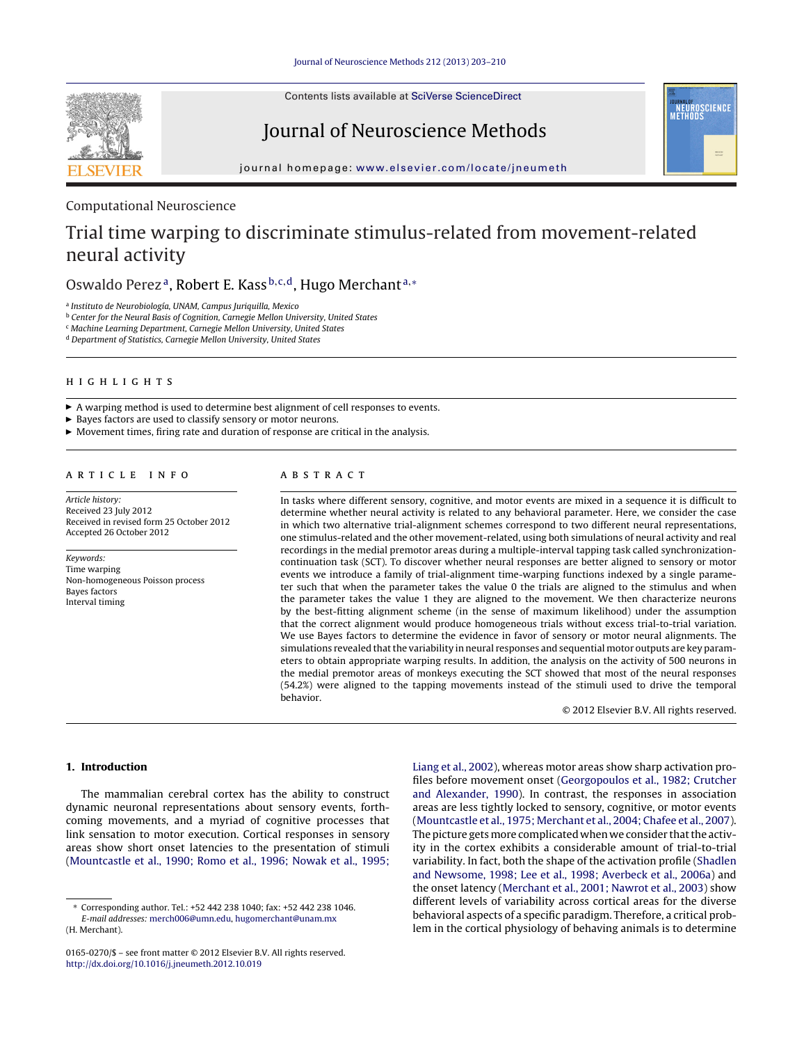Computational Neuroscience

# Trial time warping to discriminate stimulus-related from movement-related neural activity

Oswaldo Perez[a], Robert E. Kass[b,c,d], Hugo Merchant[a,*]

[a] Instituto de Neurobiología, UNAM, Campus Juriquilla, Mexico
[b] Center for the Neural Basis of Cognition, Carnegie Mellon University, United States
[c] Machine Learning Department, Carnegie Mellon University, United States
[d] Department of Statistics, Carnegie Mellon University, United States

## HIGHLIGHTS

- ▶ A warping method is used to determine best alignment of cell responses to events.
- ▶ Bayes factors are used to classify sensory or motor neurons.
- ▶ Movement times, firing rate and duration of response are critical in the analysis.

## ARTICLE INFO

*Article history:*
Received 23 July 2012
Received in revised form 25 October 2012
Accepted 26 October 2012

*Keywords:*
Time warping
Non-homogeneous Poisson process
Bayes factors
Interval timing

## ABSTRACT

In tasks where different sensory, cognitive, and motor events are mixed in a sequence it is difficult to determine whether neural activity is related to any behavioral parameter. Here, we consider the case in which two alternative trial-alignment schemes correspond to two different neural representations, one stimulus-related and the other movement-related, using both simulations of neural activity and real recordings in the medial premotor areas during a multiple-interval tapping task called synchronization-continuation task (SCT). To discover whether neural responses are better aligned to sensory or motor events we introduce a family of trial-alignment time-warping functions indexed by a single parameter such that when the parameter takes the value 0 the trials are aligned to the stimulus and when the parameter takes the value 1 they are aligned to the movement. We then characterize neurons by the best-fitting alignment scheme (in the sense of maximum likelihood) under the assumption that the correct alignment would produce homogeneous trials without excess trial-to-trial variation. We use Bayes factors to determine the evidence in favor of sensory or motor neural alignments. The simulations revealed that the variability in neural responses and sequential motor outputs are key parameters to obtain appropriate warping results. In addition, the analysis on the activity of 500 neurons in the medial premotor areas of monkeys executing the SCT showed that most of the neural responses (54.2%) were aligned to the tapping movements instead of the stimuli used to drive the temporal behavior.

© 2012 Elsevier B.V. All rights reserved.

## 1. Introduction

The mammalian cerebral cortex has the ability to construct dynamic neuronal representations about sensory events, forthcoming movements, and a myriad of cognitive processes that link sensation to motor execution. Cortical responses in sensory areas show short onset latencies to the presentation of stimuli (Mountcastle et al., 1990; Romo et al., 1996; Nowak et al., 1995; Liang et al., 2002), whereas motor areas show sharp activation profiles before movement onset (Georgopoulos et al., 1982; Crutcher and Alexander, 1990). In contrast, the responses in association areas are less tightly locked to sensory, cognitive, or motor events (Mountcastle et al., 1975; Merchant et al., 2004; Chafee et al., 2007). The picture gets more complicated when we consider that the activity in the cortex exhibits a considerable amount of trial-to-trial variability. In fact, both the shape of the activation profile (Shadlen and Newsome, 1998; Lee et al., 1998; Averbeck et al., 2006a) and the onset latency (Merchant et al., 2001; Nawrot et al., 2003) show different levels of variability across cortical areas for the diverse behavioral aspects of a specific paradigm. Therefore, a critical problem in the cortical physiology of behaving animals is to determine

\* Corresponding author. Tel.: +52 442 238 1040; fax: +52 442 238 1046.
*E-mail addresses:* merch006@umn.edu, hugomerchant@unam.mx (H. Merchant).

0165-0270/$ – see front matter © 2012 Elsevier B.V. All rights reserved.
http://dx.doi.org/10.1016/j.jneumeth.2012.10.019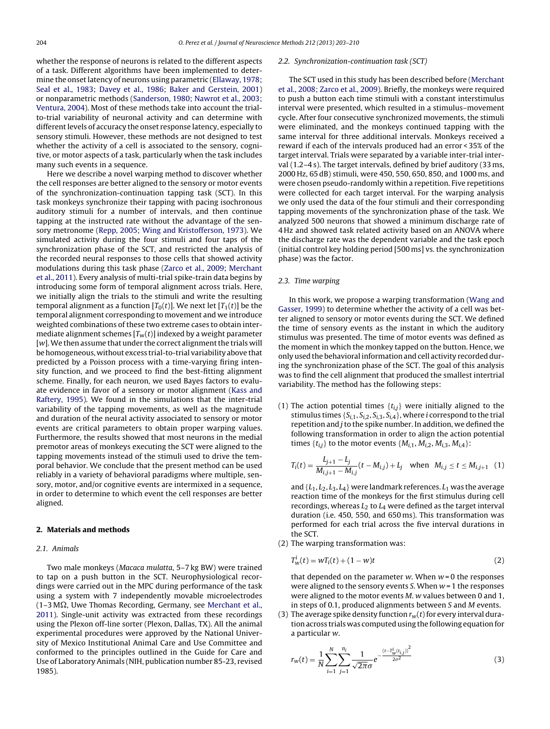whether the response of neurons is related to the different aspects of a task. Different algorithms have been implemented to determine the onset latency of neurons using parametric (Ellaway, 1978; Seal et al., 1983; Davey et al., 1986; Baker and Gerstein, 2001) or nonparametric methods (Sanderson, 1980; Nawrot et al., 2003; Ventura, 2004). Most of these methods take into account the trial-to-trial variability of neuronal activity and can determine with different levels of accuracy the onset response latency, especially to sensory stimuli. However, these methods are not designed to test whether the activity of a cell is associated to the sensory, cognitive, or motor aspects of a task, particularly when the task includes many such events in a sequence.

Here we describe a novel warping method to discover whether the cell responses are better aligned to the sensory or motor events of the synchronization-continuation tapping task (SCT). In this task monkeys synchronize their tapping with pacing isochronous auditory stimuli for a number of intervals, and then continue tapping at the instructed rate without the advantage of the sensory metronome (Repp, 2005; Wing and Kristofferson, 1973). We simulated activity during the four stimuli and four taps of the synchronization phase of the SCT, and restricted the analysis of the recorded neural responses to those cells that showed activity modulations during this task phase (Zarco et al., 2009; Merchant et al., 2011). Every analysis of multi-trial spike-train data begins by introducing some form of temporal alignment across trials. Here, we initially align the trials to the stimuli and write the resulting temporal alignment as a function [$T_0(t)$]. We next let [$T_1(t)$] be the temporal alignment corresponding to movement and we introduce weighted combinations of these two extreme cases to obtain intermediate alignment schemes [$T_w(t)$] indexed by a weight parameter [$w$]. We then assume that under the correct alignment the trials will be homogeneous, without excess trial-to-trial variability above that predicted by a Poisson process with a time-varying firing intensity function, and we proceed to find the best-fitting alignment scheme. Finally, for each neuron, we used Bayes factors to evaluate evidence in favor of a sensory or motor alignment (Kass and Raftery, 1995). We found in the simulations that the inter-trial variability of the tapping movements, as well as the magnitude and duration of the neural activity associated to sensory or motor events are critical parameters to obtain proper warping values. Furthermore, the results showed that most neurons in the medial premotor areas of monkeys executing the SCT were aligned to the tapping movements instead of the stimuli used to drive the temporal behavior. We conclude that the present method can be used reliably in a variety of behavioral paradigms where multiple, sensory, motor, and/or cognitive events are intermixed in a sequence, in order to determine to which event the cell responses are better aligned.

## 2. Materials and methods

### 2.1. Animals

Two male monkeys (*Macaca mulatta*, 5–7 kg BW) were trained to tap on a push button in the SCT. Neurophysiological recordings were carried out in the MPC during performance of the task using a system with 7 independently movable microelectrodes (1–3 MΩ, Uwe Thomas Recording, Germany, see Merchant et al., 2011). Single-unit activity was extracted from these recordings using the Plexon off-line sorter (Plexon, Dallas, TX). All the animal experimental procedures were approved by the National University of Mexico Institutional Animal Care and Use Committee and conformed to the principles outlined in the Guide for Care and Use of Laboratory Animals (NIH, publication number 85-23, revised 1985).

### 2.2. Synchronization-continuation task (SCT)

The SCT used in this study has been described before (Merchant et al., 2008; Zarco et al., 2009). Briefly, the monkeys were required to push a button each time stimuli with a constant interstimulus interval were presented, which resulted in a stimulus–movement cycle. After four consecutive synchronized movements, the stimuli were eliminated, and the monkeys continued tapping with the same interval for three additional intervals. Monkeys received a reward if each of the intervals produced had an error < 35% of the target interval. Trials were separated by a variable inter-trial interval (1.2–4 s). The target intervals, defined by brief auditory (33 ms, 2000 Hz, 65 dB) stimuli, were 450, 550, 650, 850, and 1000 ms, and were chosen pseudo-randomly within a repetition. Five repetitions were collected for each target interval. For the warping analysis we only used the data of the four stimuli and their corresponding tapping movements of the synchronization phase of the task. We analyzed 500 neurons that showed a minimum discharge rate of 4 Hz and showed task related activity based on an ANOVA where the discharge rate was the dependent variable and the task epoch (initial control key holding period [500 ms] vs. the synchronization phase) was the factor.

### 2.3. Time warping

In this work, we propose a warping transformation (Wang and Gasser, 1999) to determine whether the activity of a cell was better aligned to sensory or motor events during the SCT. We defined the time of sensory events as the instant in which the auditory stimulus was presented. The time of motor events was defined as the moment in which the monkey tapped on the button. Hence, we only used the behavioral information and cell activity recorded during the synchronization phase of the SCT. The goal of this analysis was to find the cell alignment that produced the smallest intertrial variability. The method has the following steps:

(1) The action potential times $\{t_{i,j}\}$ were initially aligned to the stimulus times $\{S_{i,1}, S_{i,2}, S_{i,3}, S_{i,4}\}$, where $i$ correspond to the trial repetition and $j$ to the spike number. In addition, we defined the following transformation in order to align the action potential times $\{t_{i,j}\}$ to the motor events $\{M_{i,1}, M_{i,2}, M_{i,3}, M_{i,4}\}$:

$$T_i(t) = \frac{L_{j+1} - L_j}{M_{i,j+1} - M_{i,j}}(t - M_{i,j}) + L_j \quad \text{when} \quad M_{i,j} \le t \le M_{i,j+1} \tag{1}$$

and $\{L_1, L_2, L_3, L_4\}$ were landmark references. $L_1$ was the average reaction time of the monkeys for the first stimulus during cell recordings, whereas $L_2$ to $L_4$ were defined as the target interval duration (i.e. 450, 550, and 650 ms). This transformation was performed for each trial across the five interval durations in the SCT.

(2) The warping transformation was:

$$T_w^i(t) = wT_i(t) + (1 - w)t \tag{2}$$

that depended on the parameter $w$. When $w = 0$ the responses were aligned to the sensory events $S$. When $w = 1$ the responses were aligned to the motor events $M$. $w$ values between 0 and 1, in steps of 0.1, produced alignments between $S$ and $M$ events.

(3) The average spike density function $r_w(t)$ for every interval duration across trials was computed using the following equation for a particular $w$.

$$r_w(t) = \frac{1}{N}\sum_{i=1}^{N}\sum_{j=1}^{n_i}\frac{1}{\sqrt{2\pi}\sigma}e^{-\frac{(t - T_w^i(t_{i,j}))^2}{2\sigma^2}} \tag{3}$$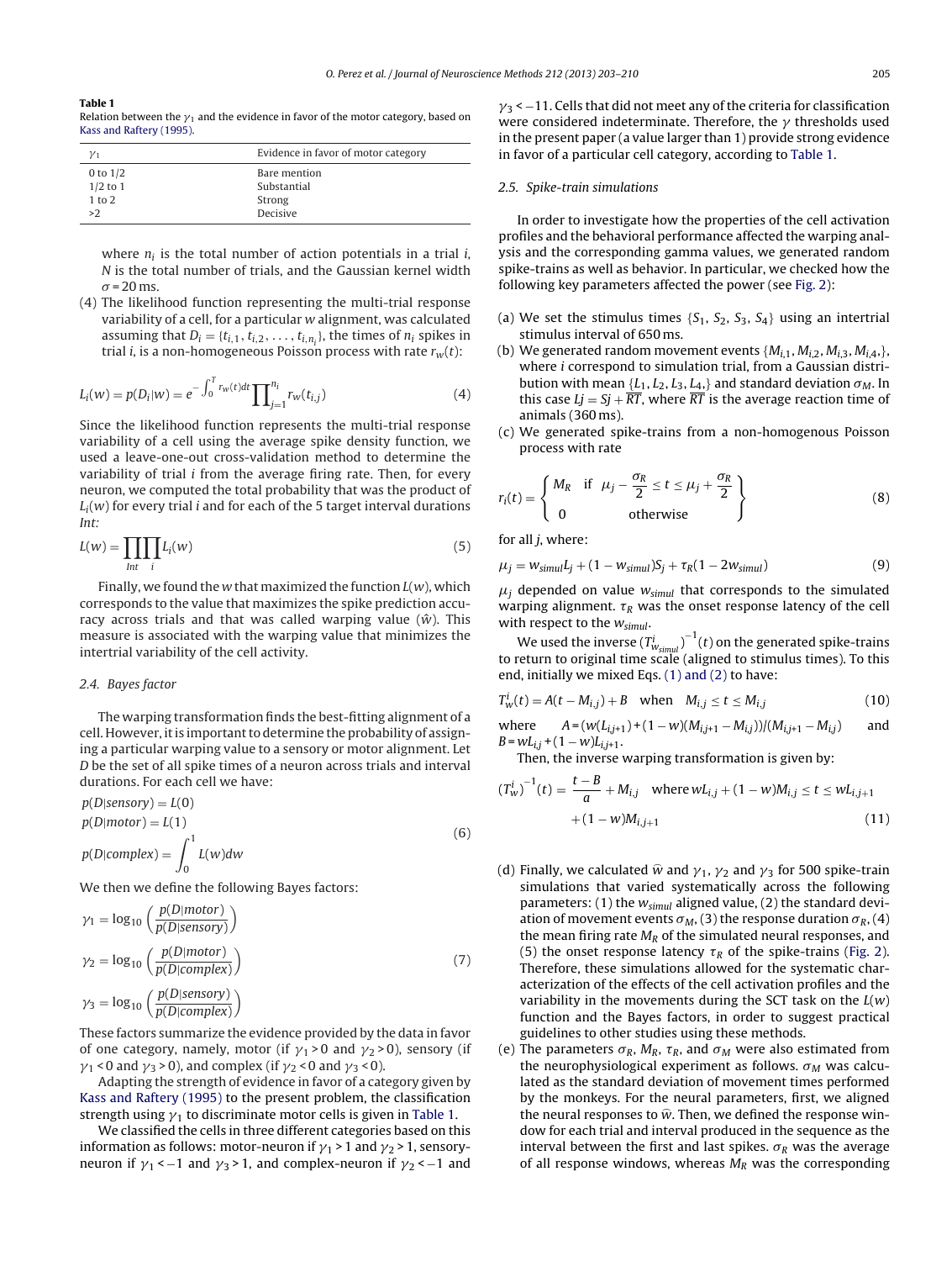**Table 1**
Relation between the $\gamma_1$ and the evidence in favor of the motor category, based on Kass and Raftery (1995).

| $\gamma_1$ | Evidence in favor of motor category |
|---|---|
| 0 to 1/2 | Bare mention |
| 1/2 to 1 | Substantial |
| 1 to 2 | Strong |
| >2 | Decisive |

where $n_i$ is the total number of action potentials in a trial $i$, $N$ is the total number of trials, and the Gaussian kernel width $\sigma$ = 20 ms.

(4) The likelihood function representing the multi-trial response variability of a cell, for a particular $w$ alignment, was calculated assuming that $D_i = \{t_{i,1}, t_{i,2}, \ldots, t_{i,n_i}\}$, the times of $n_i$ spikes in trial $i$, is a non-homogeneous Poisson process with rate $r_w(t)$:

$$L_i(w) = p(D_i|w) = e^{-\int_0^T r_w(t)dt} \prod_{j=1}^{n_i} r_w(t_{i,j}) \tag{4}$$

Since the likelihood function represents the multi-trial response variability of a cell using the average spike density function, we used a leave-one-out cross-validation method to determine the variability of trial $i$ from the average firing rate. Then, for every neuron, we computed the total probability that was the product of $L_i(w)$ for every trial $i$ and for each of the 5 target interval durations *Int*:

$$L(w) = \prod_{Int} \prod_{i} L_i(w) \tag{5}$$

Finally, we found the $w$ that maximized the function $L(w)$, which corresponds to the value that maximizes the spike prediction accuracy across trials and that was called warping value ($\hat{w}$). This measure is associated with the warping value that minimizes the intertrial variability of the cell activity.

### 2.4. Bayes factor

The warping transformation finds the best-fitting alignment of a cell. However, it is important to determine the probability of assigning a particular warping value to a sensory or motor alignment. Let $D$ be the set of all spike times of a neuron across trials and interval durations. For each cell we have:

$$\begin{aligned} p(D|sensory) &= L(0) \\ p(D|motor) &= L(1) \\ p(D|complex) &= \int_0^1 L(w)dw \end{aligned} \tag{6}$$

We then we define the following Bayes factors:

$$\begin{aligned} \gamma_1 &= \log_{10}\left(\frac{p(D|motor)}{p(D|sensory)}\right) \\ \gamma_2 &= \log_{10}\left(\frac{p(D|motor)}{p(D|complex)}\right) \\ \gamma_3 &= \log_{10}\left(\frac{p(D|sensory)}{p(D|complex)}\right) \end{aligned} \tag{7}$$

These factors summarize the evidence provided by the data in favor of one category, namely, motor (if $\gamma_1 > 0$ and $\gamma_2 > 0$), sensory (if $\gamma_1 < 0$ and $\gamma_3 > 0$), and complex (if $\gamma_2 < 0$ and $\gamma_3 < 0$).

Adapting the strength of evidence in favor of a category given by Kass and Raftery (1995) to the present problem, the classification strength using $\gamma_1$ to discriminate motor cells is given in Table 1.

We classified the cells in three different categories based on this information as follows: motor-neuron if $\gamma_1 > 1$ and $\gamma_2 > 1$, sensory-neuron if $\gamma_1 < -1$ and $\gamma_3 > 1$, and complex-neuron if $\gamma_2 < -1$ and $\gamma_3 < -11$. Cells that did not meet any of the criteria for classification were considered indeterminate. Therefore, the $\gamma$ thresholds used in the present paper (a value larger than 1) provide strong evidence in favor of a particular cell category, according to Table 1.

### 2.5. Spike-train simulations

In order to investigate how the properties of the cell activation profiles and the behavioral performance affected the warping analysis and the corresponding gamma values, we generated random spike-trains as well as behavior. In particular, we checked how the following key parameters affected the power (see Fig. 2):

(a) We set the stimulus times $\{S_1, S_2, S_3, S_4\}$ using an intertrial stimulus interval of 650 ms.

(b) We generated random movement events $\{M_{i,1}, M_{i,2}, M_{i,3}, M_{i,4},\}$, where $i$ correspond to simulation trial, from a Gaussian distribution with mean $\{L_1, L_2, L_3, L_4,\}$ and standard deviation $\sigma_M$. In this case $Lj = Sj + \overline{RT}$, where $\overline{RT}$ is the average reaction time of animals (360 ms).

(c) We generated spike-trains from a non-homogenous Poisson process with rate

$$r_i(t) = \begin{Bmatrix} M_R & \text{if} \quad \mu_j - \dfrac{\sigma_R}{2} \le t \le \mu_j + \dfrac{\sigma_R}{2} \\ 0 & \text{otherwise} \end{Bmatrix} \tag{8}$$

for all $j$, where:

$$\mu_j = w_{simul}L_j + (1 - w_{simul})S_j + \tau_R(1 - 2w_{simul}) \tag{9}$$

$\mu_j$ depended on value $w_{simul}$ that corresponds to the simulated warping alignment. $\tau_R$ was the onset response latency of the cell with respect to the $w_{simul}$.

We used the inverse $(T^i_{w_{simul}})^{-1}(t)$ on the generated spike-trains to return to original time scale (aligned to stimulus times). To this end, initially we mixed Eqs. (1) and (2) to have:

$$T^i_w(t) = A(t - M_{i,j}) + B \quad \text{when} \quad M_{i,j} \le t \le M_{i,j} \tag{10}$$

where $A = (w(L_{i,j+1}) + (1 - w)(M_{i,j+1} - M_{i,j}))/(M_{i,j+1} - M_{i,j})$ and $B = wL_{i,j} + (1 - w)L_{i,j+1}$.

Then, the inverse warping transformation is given by:

$$(T^i_w)^{-1}(t) = \frac{t - B}{a} + M_{i,j} \quad \text{where}\, wL_{i,j} + (1 - w)M_{i,j} \le t \le wL_{i,j+1} + (1 - w)M_{i,j+1} \tag{11}$$

(d) Finally, we calculated $\hat{w}$ and $\gamma_1$, $\gamma_2$ and $\gamma_3$ for 500 spike-train simulations that varied systematically across the following parameters: (1) the $w_{simul}$ aligned value, (2) the standard deviation of movement events $\sigma_M$, (3) the response duration $\sigma_R$, (4) the mean firing rate $M_R$ of the simulated neural responses, and (5) the onset response latency $\tau_R$ of the spike-trains (Fig. 2). Therefore, these simulations allowed for the systematic characterization of the effects of the cell activation profiles and the variability in the movements during the SCT task on the $L(w)$ function and the Bayes factors, in order to suggest practical guidelines to other studies using these methods.

(e) The parameters $\sigma_R$, $M_R$, $\tau_R$, and $\sigma_M$ were also estimated from the neurophysiological experiment as follows. $\sigma_M$ was calculated as the standard deviation of movement times performed by the monkeys. For the neural parameters, first, we aligned the neural responses to $\hat{w}$. Then, we defined the response window for each trial and interval produced in the sequence as the interval between the first and last spikes. $\sigma_R$ was the average of all response windows, whereas $M_R$ was the corresponding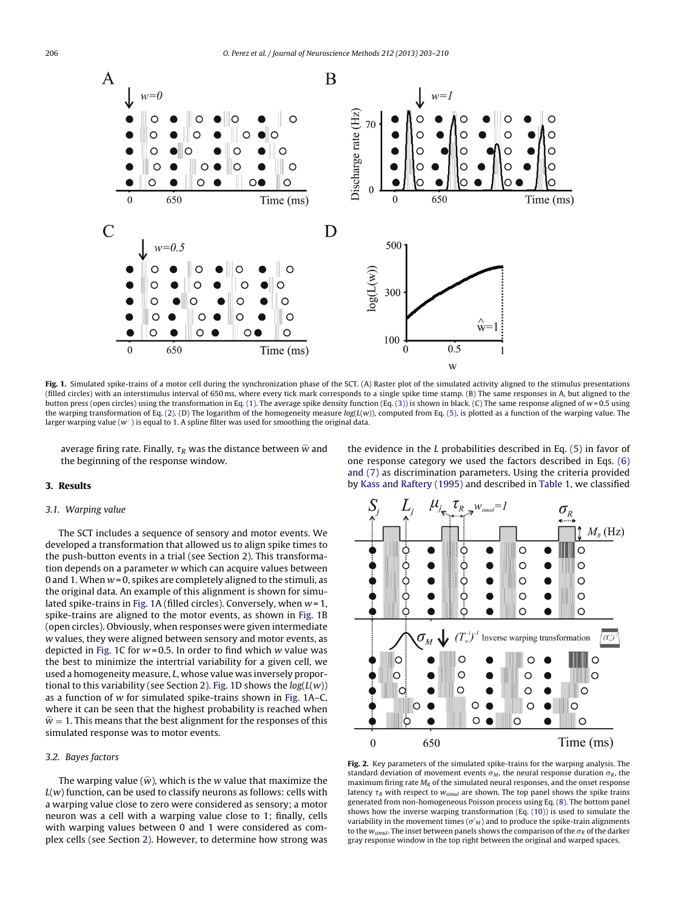**Fig. 1.** Simulated spike-trains of a motor cell during the synchronization phase of the SCT. (A) Raster plot of the simulated activity aligned to the stimulus presentations (filled circles) with an interstimulus interval of 650 ms, where every tick mark corresponds to a single spike time stamp. (B) The same responses in A, but aligned to the button press (open circles) using the transformation in Eq. (1). The average spike density function (Eq. (3)) is shown in black. (C) The same response aligned of $w = 0.5$ using the warping transformation of Eq. (2). (D) The logarithm of the homogeneity measure $log(L(w))$, computed from Eq. (5), is plotted as a function of the warping value. The larger warping value ($w^{-}$) is equal to 1. A spline filter was used for smoothing the original data.

average firing rate. Finally, $\tau_R$ was the distance between $\widehat{w}$ and the beginning of the response window.

## 3. Results

### 3.1. Warping value

The SCT includes a sequence of sensory and motor events. We developed a transformation that allowed us to align spike times to the push-button events in a trial (see Section 2). This transformation depends on a parameter $w$ which can acquire values between 0 and 1. When $w = 0$, spikes are completely aligned to the stimuli, as the original data. An example of this alignment is shown for simulated spike-trains in Fig. 1A (filled circles). Conversely, when $w = 1$, spike-trains are aligned to the motor events, as shown in Fig. 1B (open circles). Obviously, when responses were given intermediate $w$ values, they were aligned between sensory and motor events, as depicted in Fig. 1C for $w = 0.5$. In order to find which $w$ value was the best to minimize the intertrial variability for a given cell, we used a homogeneity measure, $L$, whose value was inversely proportional to this variability (see Section 2). Fig. 1D shows the $log(L(w))$ as a function of $w$ for simulated spike-trains shown in Fig. 1A–C, where it can be seen that the highest probability is reached when $\widehat{w} = 1$. This means that the best alignment for the responses of this simulated response was to motor events.

### 3.2. Bayes factors

The warping value ($\widehat{w}$), which is the $w$ value that maximize the $L(w)$ function, can be used to classify neurons as follows: cells with a warping value close to zero were considered as sensory; a motor neuron was a cell with a warping value close to 1; finally, cells with warping values between 0 and 1 were considered as complex cells (see Section 2). However, to determine how strong was the evidence in the $L$ probabilities described in Eq. (5) in favor of one response category we used the factors described in Eqs. (6) and (7) as discrimination parameters. Using the criteria provided by Kass and Raftery (1995) and described in Table 1, we classified

**Fig. 2.** Key parameters of the simulated spike-trains for the warping analysis. The standard deviation of movement events $\sigma_M$, the neural response duration $\sigma_R$, the maximum firing rate $M_R$ of the simulated neural responses, and the onset response latency $\tau_R$ with respect to $w_{simul}$ are shown. The top panel shows the spike trains generated from non-homogeneous Poisson process using Eq. (8). The bottom panel shows how the inverse warping transformation (Eq. (10)) is used to simulate the variability in the movement times ($\sigma'_M$) and to produce the spike-train alignments to the $w_{simul}$. The inset between panels shows the comparison of the $\sigma_R$ of the darker gray response window in the top right between the original and warped spaces.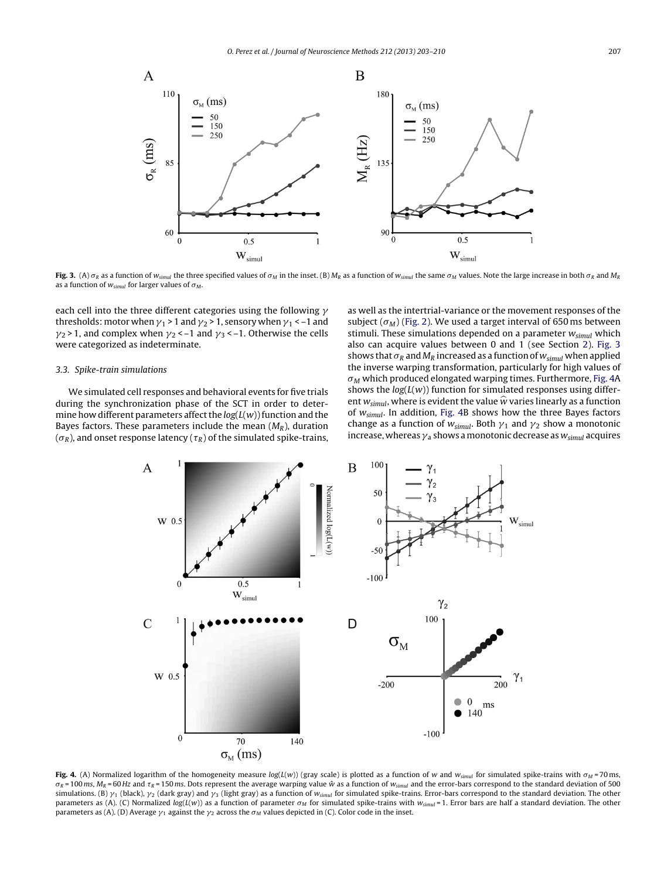**Fig. 3.** (A) $\sigma_R$ as a function of $w_{simul}$ the three specified values of $\sigma_M$ in the inset. (B) $M_R$ as a function of $w_{simul}$ the same $\sigma_M$ values. Note the large increase in both $\sigma_R$ and $M_R$ as a function of $w_{simul}$ for larger values of $\sigma_M$.

each cell into the three different categories using the following $\gamma$ thresholds: motor when $\gamma_1 > 1$ and $\gamma_2 > 1$, sensory when $\gamma_1 < -1$ and $\gamma_2 > 1$, and complex when $\gamma_2 < -1$ and $\gamma_3 < -1$. Otherwise the cells were categorized as indeterminate.

### 3.3. Spike-train simulations

We simulated cell responses and behavioral events for five trials during the synchronization phase of the SCT in order to determine how different parameters affect the $log(L(w))$ function and the Bayes factors. These parameters include the mean ($M_R$), duration ($\sigma_R$), and onset response latency ($\tau_R$) of the simulated spike-trains, as well as the intertrial-variance or the movement responses of the subject ($\sigma_M$) (Fig. 2). We used a target interval of 650 ms between stimuli. These simulations depended on a parameter $w_{simul}$ which also can acquire values between 0 and 1 (see Section 2). Fig. 3 shows that $\sigma_R$ and $M_R$ increased as a function of $w_{simul}$ when applied the inverse warping transformation, particularly for high values of $\sigma_M$ which produced elongated warping times. Furthermore, Fig. 4A shows the $log(L(w))$ function for simulated responses using different $w_{simul}$, where is evident the value $\widehat{w}$ varies linearly as a function of $w_{simul}$. In addition, Fig. 4B shows how the three Bayes factors change as a function of $w_{simul}$. Both $\gamma_1$ and $\gamma_2$ show a monotonic increase, whereas $\gamma_a$ shows a monotonic decrease as $w_{simul}$ acquires

**Fig. 4.** (A) Normalized logarithm of the homogeneity measure $log(L(w))$ (gray scale) is plotted as a function of $w$ and $w_{simul}$ for simulated spike-trains with $\sigma_M$ = 70 ms, $\sigma_R$ = 100 ms, $M_R$ = 60 Hz and $\tau_R$ = 150 ms. Dots represent the average warping value $\hat{w}$ as a function of $w_{simul}$ and the error-bars correspond to the standard deviation of 500 simulations. (B) $\gamma_1$ (black), $\gamma_2$ (dark gray) and $\gamma_3$ (light gray) as a function of $w_{simul}$ for simulated spike-trains. Error-bars correspond to the standard deviation. The other parameters as (A). (C) Normalized $log(L(w))$ as a function of parameter $\sigma_M$ for simulated spike-trains with $w_{simul}$ = 1. Error bars are half a standard deviation. The other parameters as (A). (D) Average $\gamma_1$ against the $\gamma_2$ across the $\sigma_M$ values depicted in (C). Color code in the inset.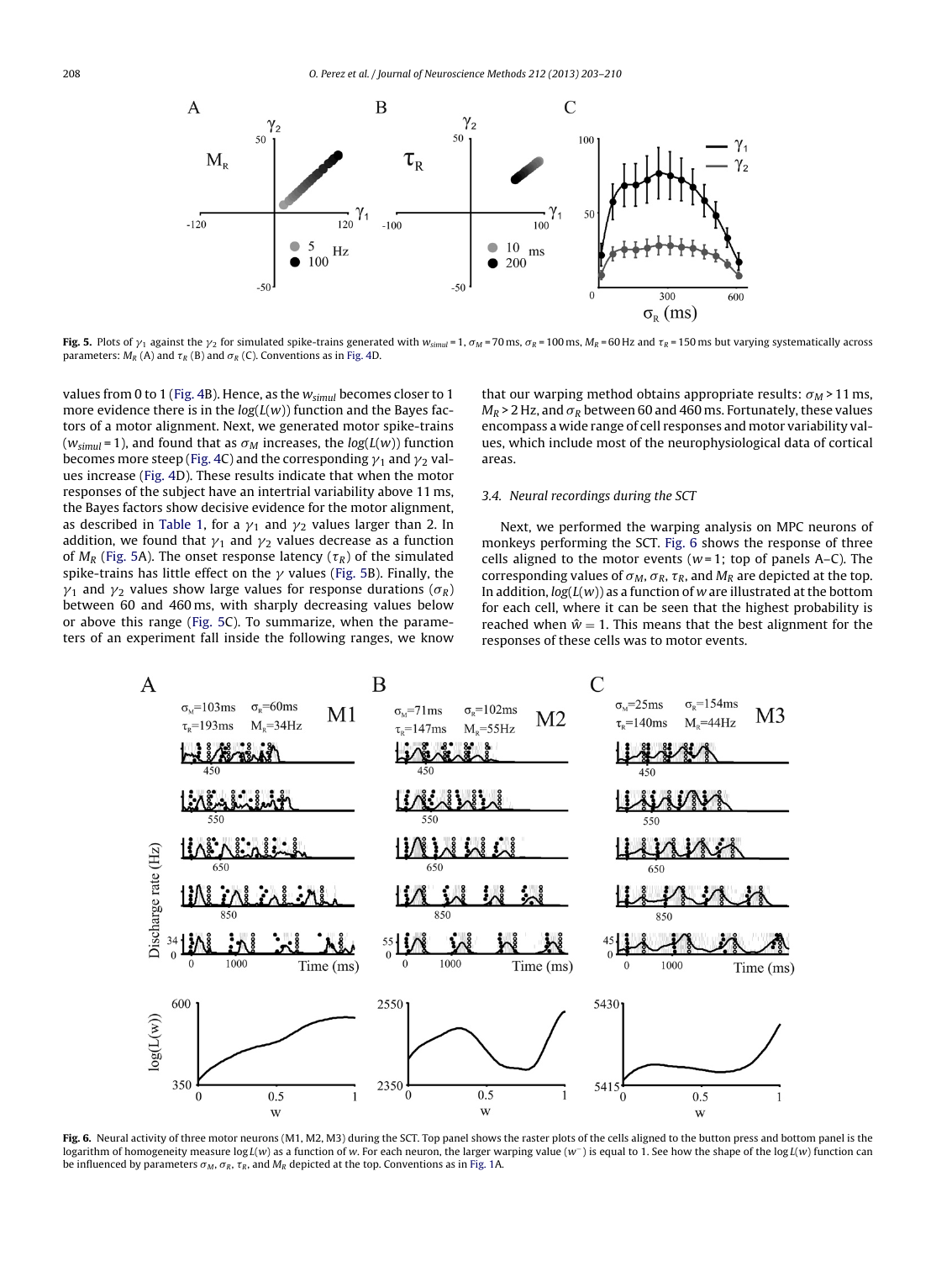**Fig. 5.** Plots of $\gamma_1$ against the $\gamma_2$ for simulated spike-trains generated with $w_{simul}$ = 1, $\sigma_M$ = 70 ms, $\sigma_R$ = 100 ms, $M_R$ = 60 Hz and $\tau_R$ = 150 ms but varying systematically across parameters: $M_R$ (A) and $\tau_R$ (B) and $\sigma_R$ (C). Conventions as in Fig. 4D.

values from 0 to 1 (Fig. 4B). Hence, as the $w_{simul}$ becomes closer to 1 more evidence there is in the $log(L(w))$ function and the Bayes factors of a motor alignment. Next, we generated motor spike-trains ($w_{simul}$ = 1), and found that as $\sigma_M$ increases, the $log(L(w))$ function becomes more steep (Fig. 4C) and the corresponding $\gamma_1$ and $\gamma_2$ values increase (Fig. 4D). These results indicate that when the motor responses of the subject have an intertrial variability above 11 ms, the Bayes factors show decisive evidence for the motor alignment, as described in Table 1, for a $\gamma_1$ and $\gamma_2$ values larger than 2. In addition, we found that $\gamma_1$ and $\gamma_2$ values decrease as a function of $M_R$ (Fig. 5A). The onset response latency ($\tau_R$) of the simulated spike-trains has little effect on the $\gamma$ values (Fig. 5B). Finally, the $\gamma_1$ and $\gamma_2$ values show large values for response durations ($\sigma_R$) between 60 and 460 ms, with sharply decreasing values below or above this range (Fig. 5C). To summarize, when the parameters of an experiment fall inside the following ranges, we know that our warping method obtains appropriate results: $\sigma_M$ > 11 ms, $M_R$ > 2 Hz, and $\sigma_R$ between 60 and 460 ms. Fortunately, these values encompass a wide range of cell responses and motor variability values, which include most of the neurophysiological data of cortical areas.

### 3.4. Neural recordings during the SCT

Next, we performed the warping analysis on MPC neurons of monkeys performing the SCT. Fig. 6 shows the response of three cells aligned to the motor events ($w$ = 1; top of panels A–C). The corresponding values of $\sigma_M$, $\sigma_R$, $\tau_R$, and $M_R$ are depicted at the top. In addition, $log(L(w))$ as a function of $w$ are illustrated at the bottom for each cell, where it can be seen that the highest probability is reached when $\hat{w} = 1$. This means that the best alignment for the responses of these cells was to motor events.

**Fig. 6.** Neural activity of three motor neurons (M1, M2, M3) during the SCT. Top panel shows the raster plots of the cells aligned to the button press and bottom panel is the logarithm of homogeneity measure $\log L(w)$ as a function of w. For each neuron, the larger warping value ($w^{-}$) is equal to 1. See how the shape of the $\log L(w)$ function can be influenced by parameters $\sigma_M$, $\sigma_R$, $\tau_R$, and $M_R$ depicted at the top. Conventions as in Fig. 1A.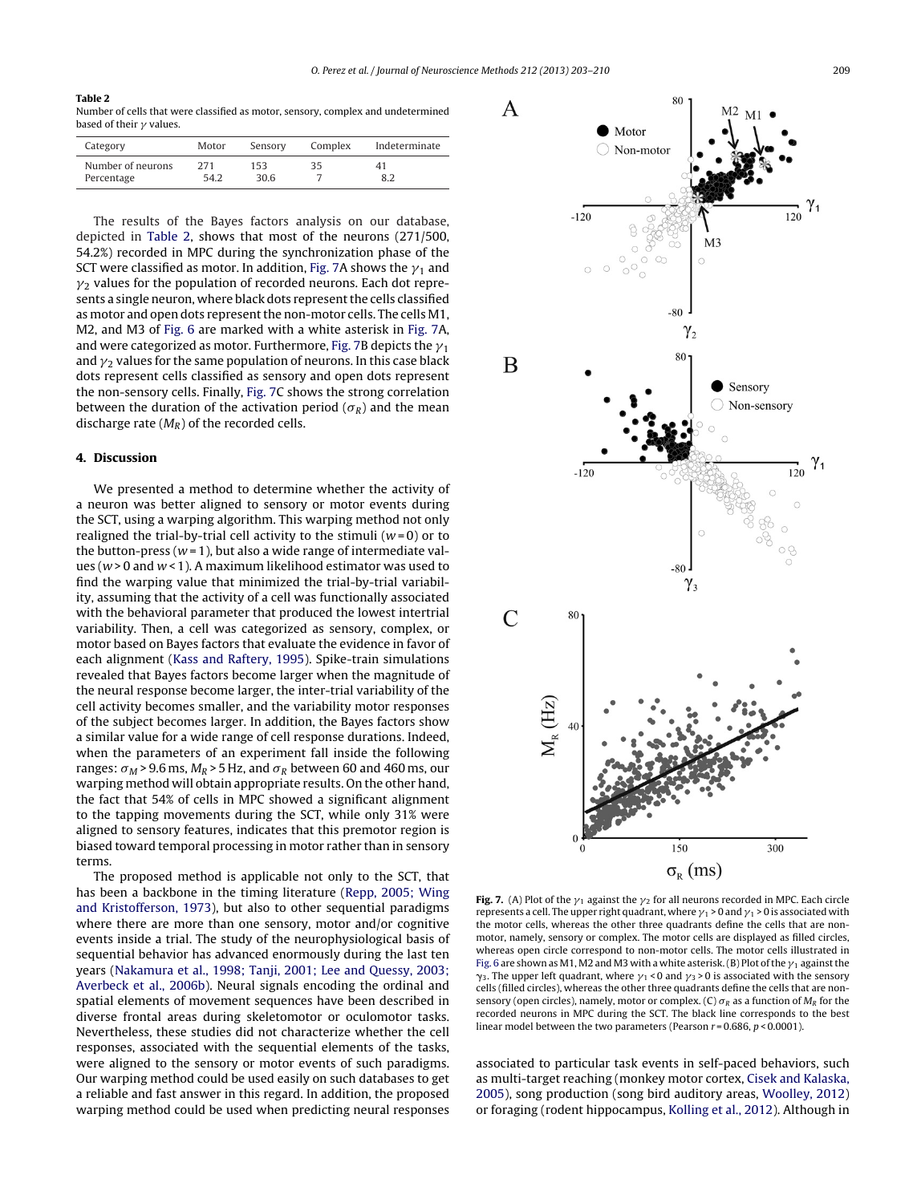**Table 2**
Number of cells that were classified as motor, sensory, complex and undetermined based of their $\gamma$ values.

| Category | Motor | Sensory | Complex | Indeterminate |
|---|---|---|---|---|
| Number of neurons | 271 | 153 | 35 | 41 |
| Percentage | 54.2 | 30.6 | 7 | 8.2 |

The results of the Bayes factors analysis on our database, depicted in Table 2, shows that most of the neurons (271/500, 54.2%) recorded in MPC during the synchronization phase of the SCT were classified as motor. In addition, Fig. 7A shows the $\gamma_1$ and $\gamma_2$ values for the population of recorded neurons. Each dot represents a single neuron, where black dots represent the cells classified as motor and open dots represent the non-motor cells. The cells M1, M2, and M3 of Fig. 6 are marked with a white asterisk in Fig. 7A, and were categorized as motor. Furthermore, Fig. 7B depicts the $\gamma_1$ and $\gamma_2$ values for the same population of neurons. In this case black dots represent cells classified as sensory and open dots represent the non-sensory cells. Finally, Fig. 7C shows the strong correlation between the duration of the activation period ($\sigma_R$) and the mean discharge rate ($M_R$) of the recorded cells.

## 4. Discussion

We presented a method to determine whether the activity of a neuron was better aligned to sensory or motor events during the SCT, using a warping algorithm. This warping method not only realigned the trial-by-trial cell activity to the stimuli ($w = 0$) or to the button-press ($w = 1$), but also a wide range of intermediate values ($w > 0$ and $w < 1$). A maximum likelihood estimator was used to find the warping value that minimized the trial-by-trial variability, assuming that the activity of a cell was functionally associated with the behavioral parameter that produced the lowest intertrial variability. Then, a cell was categorized as sensory, complex, or motor based on Bayes factors that evaluate the evidence in favor of each alignment (Kass and Raftery, 1995). Spike-train simulations revealed that Bayes factors become larger when the magnitude of the neural response become larger, the inter-trial variability of the cell activity becomes smaller, and the variability motor responses of the subject becomes larger. In addition, the Bayes factors show a similar value for a wide range of cell response durations. Indeed, when the parameters of an experiment fall inside the following ranges: $\sigma_M > 9.6$ ms, $M_R > 5$ Hz, and $\sigma_R$ between 60 and 460 ms, our warping method will obtain appropriate results. On the other hand, the fact that 54% of cells in MPC showed a significant alignment to the tapping movements during the SCT, while only 31% were aligned to sensory features, indicates that this premotor region is biased toward temporal processing in motor rather than in sensory terms.

The proposed method is applicable not only to the SCT, that has been a backbone in the timing literature (Repp, 2005; Wing and Kristofferson, 1973), but also to other sequential paradigms where there are more than one sensory, motor and/or cognitive events inside a trial. The study of the neurophysiological basis of sequential behavior has advanced enormously during the last ten years (Nakamura et al., 1998; Tanji, 2001; Lee and Quessy, 2003; Averbeck et al., 2006b). Neural signals encoding the ordinal and spatial elements of movement sequences have been described in diverse frontal areas during skeletomotor or oculomotor tasks. Nevertheless, these studies did not characterize whether the cell responses, associated with the sequential elements of the tasks, were aligned to the sensory or motor events of such paradigms. Our warping method could be used easily on such databases to get a reliable and fast answer in this regard. In addition, the proposed warping method could be used when predicting neural responses associated to particular task events in self-paced behaviors, such as multi-target reaching (monkey motor cortex, Cisek and Kalaska, 2005), song production (song bird auditory areas, Woolley, 2012) or foraging (rodent hippocampus, Kolling et al., 2012). Although in

**Fig. 7.** (A) Plot of the $\gamma_1$ against the $\gamma_2$ for all neurons recorded in MPC. Each circle represents a cell. The upper right quadrant, where $\gamma_1 > 0$ and $\gamma_1 > 0$ is associated with the motor cells, whereas the other three quadrants define the cells that are non-motor, namely, sensory or complex. The motor cells are displayed as filled circles, whereas open circle correspond to non-motor cells. The motor cells illustrated in Fig. 6 are shown as M1, M2 and M3 with a white asterisk. (B) Plot of the $\gamma_1$ against the $\gamma_3$. The upper left quadrant, where $\gamma_1 < 0$ and $\gamma_3 > 0$ is associated with the sensory cells (filled circles), whereas the other three quadrants define the cells that are non-sensory (open circles), namely, motor or complex. (C) $\sigma_R$ as a function of $M_R$ for the recorded neurons in MPC during the SCT. The black line corresponds to the best linear model between the two parameters (Pearson $r = 0.686$, $p < 0.0001$).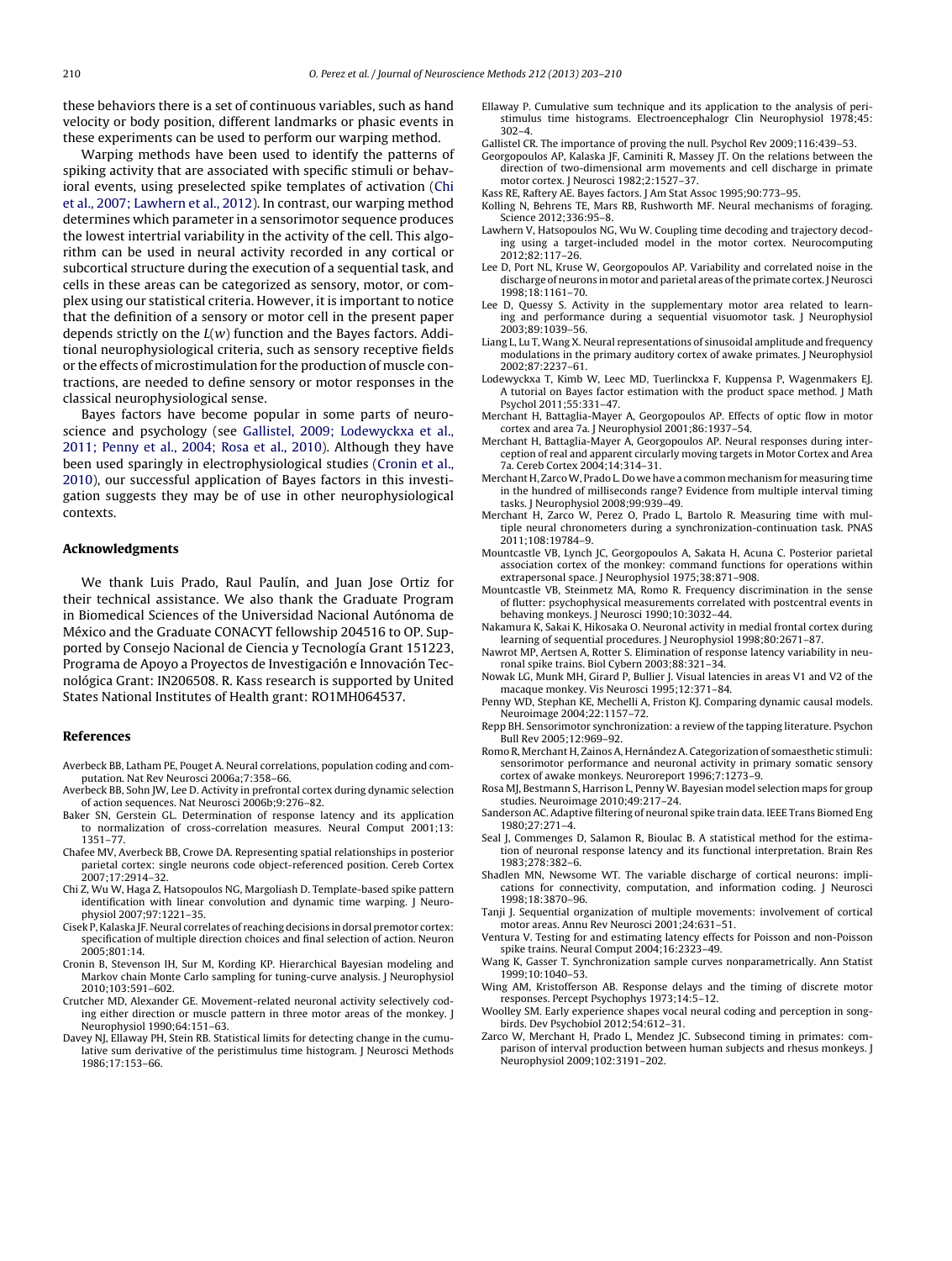these behaviors there is a set of continuous variables, such as hand velocity or body position, different landmarks or phasic events in these experiments can be used to perform our warping method.

Warping methods have been used to identify the patterns of spiking activity that are associated with specific stimuli or behavioral events, using preselected spike templates of activation (Chi et al., 2007; Lawhern et al., 2012). In contrast, our warping method determines which parameter in a sensorimotor sequence produces the lowest intertrial variability in the activity of the cell. This algorithm can be used in neural activity recorded in any cortical or subcortical structure during the execution of a sequential task, and cells in these areas can be categorized as sensory, motor, or complex using our statistical criteria. However, it is important to notice that the definition of a sensory or motor cell in the present paper depends strictly on the $L(w)$ function and the Bayes factors. Additional neurophysiological criteria, such as sensory receptive fields or the effects of microstimulation for the production of muscle contractions, are needed to define sensory or motor responses in the classical neurophysiological sense.

Bayes factors have become popular in some parts of neuroscience and psychology (see Gallistel, 2009; Lodewyckxa et al., 2011; Penny et al., 2004; Rosa et al., 2010). Although they have been used sparingly in electrophysiological studies (Cronin et al., 2010), our successful application of Bayes factors in this investigation suggests they may be of use in other neurophysiological contexts.

## Acknowledgments

We thank Luis Prado, Raul Paulín, and Juan Jose Ortiz for their technical assistance. We also thank the Graduate Program in Biomedical Sciences of the Universidad Nacional Autónoma de México and the Graduate CONACYT fellowship 204516 to OP. Supported by Consejo Nacional de Ciencia y Tecnología Grant 151223, Programa de Apoyo a Proyectos de Investigación e Innovación Tecnológica Grant: IN206508. R. Kass research is supported by United States National Institutes of Health grant: RO1MH064537.

## References

Averbeck BB, Latham PE, Pouget A. Neural correlations, population coding and computation. Nat Rev Neurosci 2006a;7:358–66.

Averbeck BB, Sohn JW, Lee D. Activity in prefrontal cortex during dynamic selection of action sequences. Nat Neurosci 2006b;9:276–82.

Baker SN, Gerstein GL. Determination of response latency and its application to normalization of cross-correlation measures. Neural Comput 2001;13:1351–77.

Chafee MV, Averbeck BB, Crowe DA. Representing spatial relationships in posterior parietal cortex: single neurons code object-referenced position. Cereb Cortex 2007;17:2914–32.

Chi Z, Wu W, Haga Z, Hatsopoulos NG, Margoliash D. Template-based spike pattern identification with linear convolution and dynamic time warping. J Neurophysiol 2007;97:1221–35.

Cisek P, Kalaska JF. Neural correlates of reaching decisions in dorsal premotor cortex: specification of multiple direction choices and final selection of action. Neuron 2005;801:14.

Cronin B, Stevenson IH, Sur M, Kording KP. Hierarchical Bayesian modeling and Markov chain Monte Carlo sampling for tuning-curve analysis. J Neurophysiol 2010;103:591–602.

Crutcher MD, Alexander GE. Movement-related neuronal activity selectively coding either direction or muscle pattern in three motor areas of the monkey. J Neurophysiol 1990;64:151–63.

Davey NJ, Ellaway PH, Stein RB. Statistical limits for detecting change in the cumulative sum derivative of the peristimulus time histogram. J Neurosci Methods 1986;17:153–66.

Ellaway P. Cumulative sum technique and its application to the analysis of peristimulus time histograms. Electroencephalogr Clin Neurophysiol 1978;45:302–4.

Gallistel CR. The importance of proving the null. Psychol Rev 2009;116:439–53.

Georgopoulos AP, Kalaska JF, Caminiti R, Massey JT. On the relations between the direction of two-dimensional arm movements and cell discharge in primate motor cortex. J Neurosci 1982;2:1527–37.

Kass RE, Raftery AE. Bayes factors. J Am Stat Assoc 1995;90:773–95.

Kolling N, Behrens TE, Mars RB, Rushworth MF. Neural mechanisms of foraging. Science 2012;336:95–8.

Lawhern V, Hatsopoulos NG, Wu W. Coupling time decoding and trajectory decoding using a target-included model in the motor cortex. Neurocomputing 2012;82:117–26.

Lee D, Port NL, Kruse W, Georgopoulos AP. Variability and correlated noise in the discharge of neurons in motor and parietal areas of the primate cortex. J Neurosci 1998;18:1161–70.

Lee D, Quessy S. Activity in the supplementary motor area related to learning and performance during a sequential visuomotor task. J Neurophysiol 2003;89:1039–56.

Liang L, Lu T, Wang X. Neural representations of sinusoidal amplitude and frequency modulations in the primary auditory cortex of awake primates. J Neurophysiol 2002;87:2237–61.

Lodewyckxa T, Kimb W, Leec MD, Tuerlinckxa F, Kuppensa P, Wagenmakers EJ. A tutorial on Bayes factor estimation with the product space method. J Math Psychol 2011;55:331–47.

Merchant H, Battaglia-Mayer A, Georgopoulos AP. Effects of optic flow in motor cortex and area 7a. J Neurophysiol 2001;86:1937–54.

Merchant H, Battaglia-Mayer A, Georgopoulos AP. Neural responses during interception of real and apparent circularly moving targets in Motor Cortex and Area 7a. Cereb Cortex 2004;14:314–31.

Merchant H, Zarco W, Prado L. Do we have a common mechanism for measuring time in the hundred of milliseconds range? Evidence from multiple interval timing tasks. J Neurophysiol 2008;99:939–49.

Merchant H, Zarco W, Perez O, Prado L, Bartolo R. Measuring time with multiple neural chronometers during a synchronization-continuation task. PNAS 2011;108:19784–9.

Mountcastle VB, Lynch JC, Georgopoulos A, Sakata H, Acuna C. Posterior parietal association cortex of the monkey: command functions for operations within extrapersonal space. J Neurophysiol 1975;38:871–908.

Mountcastle VB, Steinmetz MA, Romo R. Frequency discrimination in the sense of flutter: psychophysical measurements correlated with postcentral events in behaving monkeys. J Neurosci 1990;10:3032–44.

Nakamura K, Sakai K, Hikosaka O. Neuronal activity in medial frontal cortex during learning of sequential procedures. J Neurophysiol 1998;80:2671–87.

Nawrot MP, Aertsen A, Rotter S. Elimination of response latency variability in neuronal spike trains. Biol Cybern 2003;88:321–34.

Nowak LG, Munk MH, Girard P, Bullier J. Visual latencies in areas V1 and V2 of the macaque monkey. Vis Neurosci 1995;12:371–84.

Penny WD, Stephan KE, Mechelli A, Friston KJ. Comparing dynamic causal models. Neuroimage 2004;22:1157–72.

Repp BH. Sensorimotor synchronization: a review of the tapping literature. Psychon Bull Rev 2005;12:969–92.

Romo R, Merchant H, Zainos A, Hernández A. Categorization of somaesthetic stimuli: sensorimotor performance and neuronal activity in primary somatic sensory cortex of awake monkeys. Neuroreport 1996;7:1273–9.

Rosa MJ, Bestmann S, Harrison L, Penny W. Bayesian model selection maps for group studies. Neuroimage 2010;49:217–24.

Sanderson AC. Adaptive filtering of neuronal spike train data. IEEE Trans Biomed Eng 1980;27:271–4.

Seal J, Commenges D, Salamon R, Bioulac B. A statistical method for the estimation of neuronal response latency and its functional interpretation. Brain Res 1983;278:382–6.

Shadlen MN, Newsome WT. The variable discharge of cortical neurons: implications for connectivity, computation, and information coding. J Neurosci 1998;18:3870–96.

Tanji J. Sequential organization of multiple movements: involvement of cortical motor areas. Annu Rev Neurosci 2001;24:631–51.

Ventura V. Testing for and estimating latency effects for Poisson and non-Poisson spike trains. Neural Comput 2004;16:2323–49.

Wang K, Gasser T. Synchronization sample curves nonparametrically. Ann Statist 1999;10:1040–53.

Wing AM, Kristofferson AB. Response delays and the timing of discrete motor responses. Percept Psychophys 1973;14:5–12.

Woolley SM. Early experience shapes vocal neural coding and perception in songbirds. Dev Psychobiol 2012;54:612–31.

Zarco W, Merchant H, Prado L, Mendez JC. Subsecond timing in primates: comparison of interval production between human subjects and rhesus monkeys. J Neurophysiol 2009;102:3191–202.